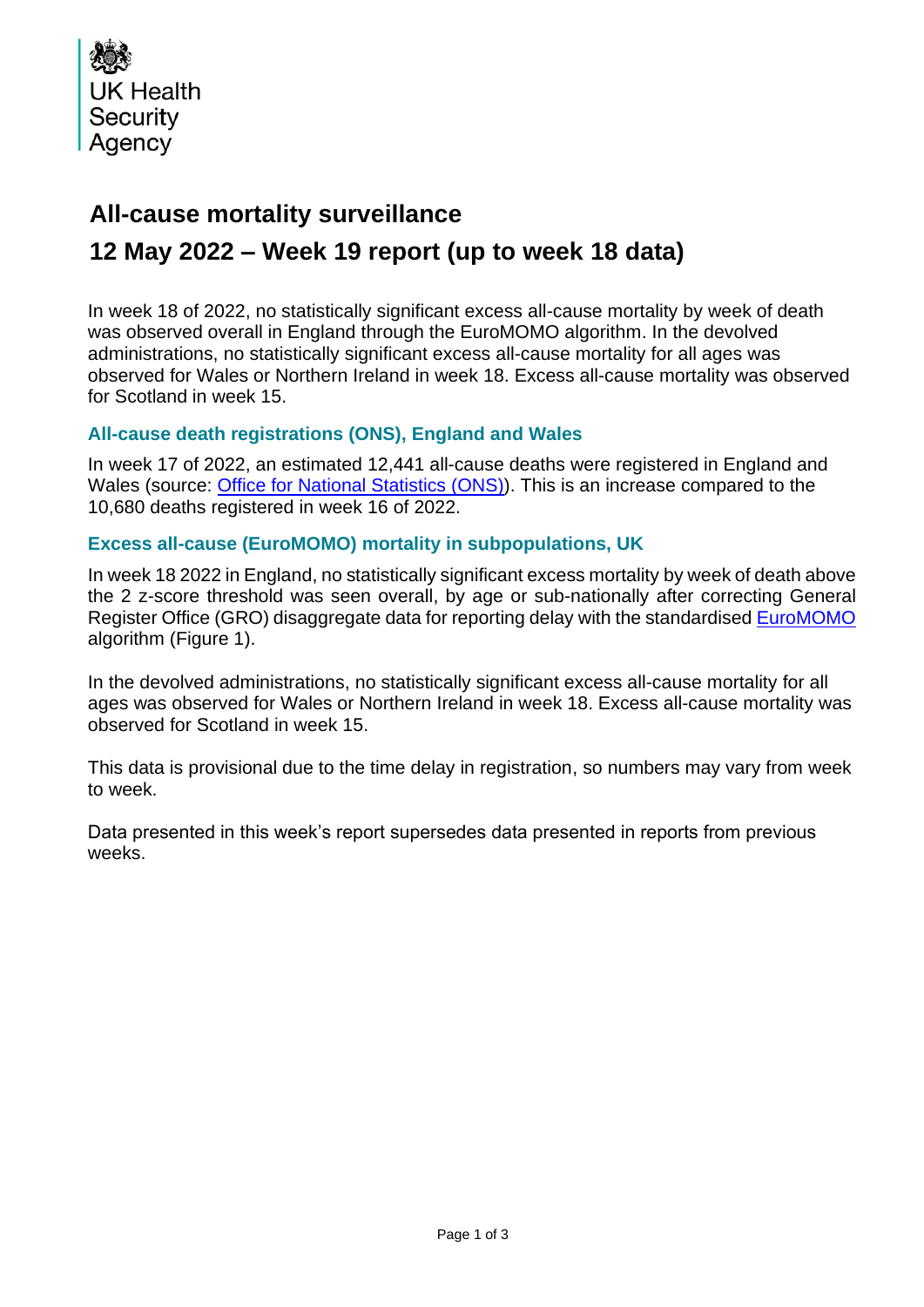UK Health Security Agency

# All-cause mortality surveillance

# 12 May 2022 – Week 19 report (up to week 18 data)

In week 18 of 2022, no statistically significant excess all-cause mortality by week of death was observed overall in England through the EuroMOMO algorithm. In the devolved administrations, no statistically significant excess all-cause mortality for all ages was observed for Wales or Northern Ireland in week 18. Excess all-cause mortality was observed for Scotland in week 15.

## All-cause death registrations (ONS), England and Wales

In week 17 of 2022, an estimated 12,441 all-cause deaths were registered in England and Wales (source: [Office for National Statistics (ONS)]). This is an increase compared to the 10,680 deaths registered in week 16 of 2022.

## Excess all-cause (EuroMOMO) mortality in subpopulations, UK

In week 18 2022 in England, no statistically significant excess mortality by week of death above the 2 z-score threshold was seen overall, by age or sub-nationally after correcting General Register Office (GRO) disaggregate data for reporting delay with the standardised [EuroMOMO] algorithm (Figure 1).

In the devolved administrations, no statistically significant excess all-cause mortality for all ages was observed for Wales or Northern Ireland in week 18. Excess all-cause mortality was observed for Scotland in week 15.

This data is provisional due to the time delay in registration, so numbers may vary from week to week.

Data presented in this week's report supersedes data presented in reports from previous weeks.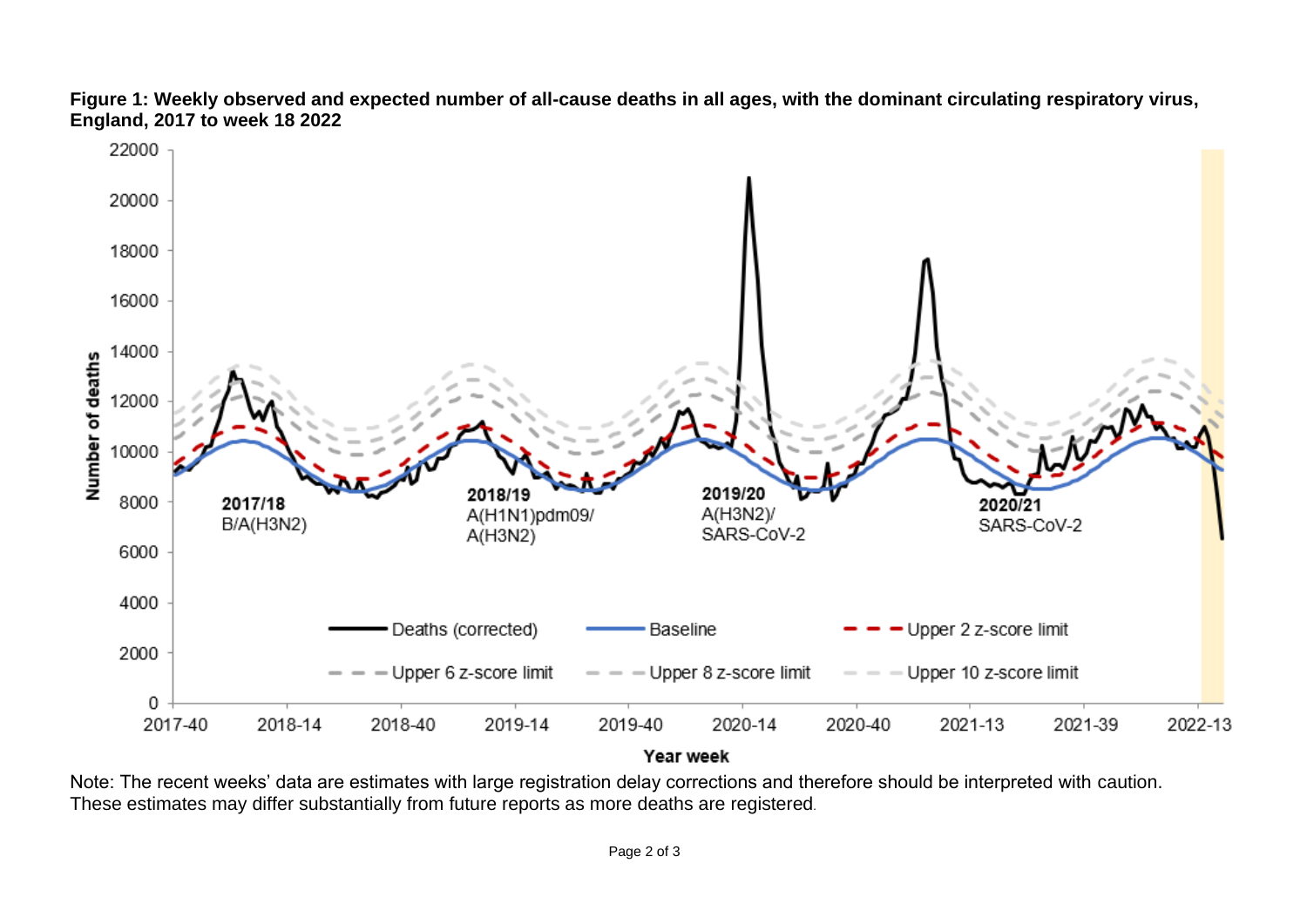**Figure 1: Weekly observed and expected number of all-cause deaths in all ages, with the dominant circulating respiratory virus, England, 2017 to week 18 2022**

Note: The recent weeks' data are estimates with large registration delay corrections and therefore should be interpreted with caution. These estimates may differ substantially from future reports as more deaths are registered.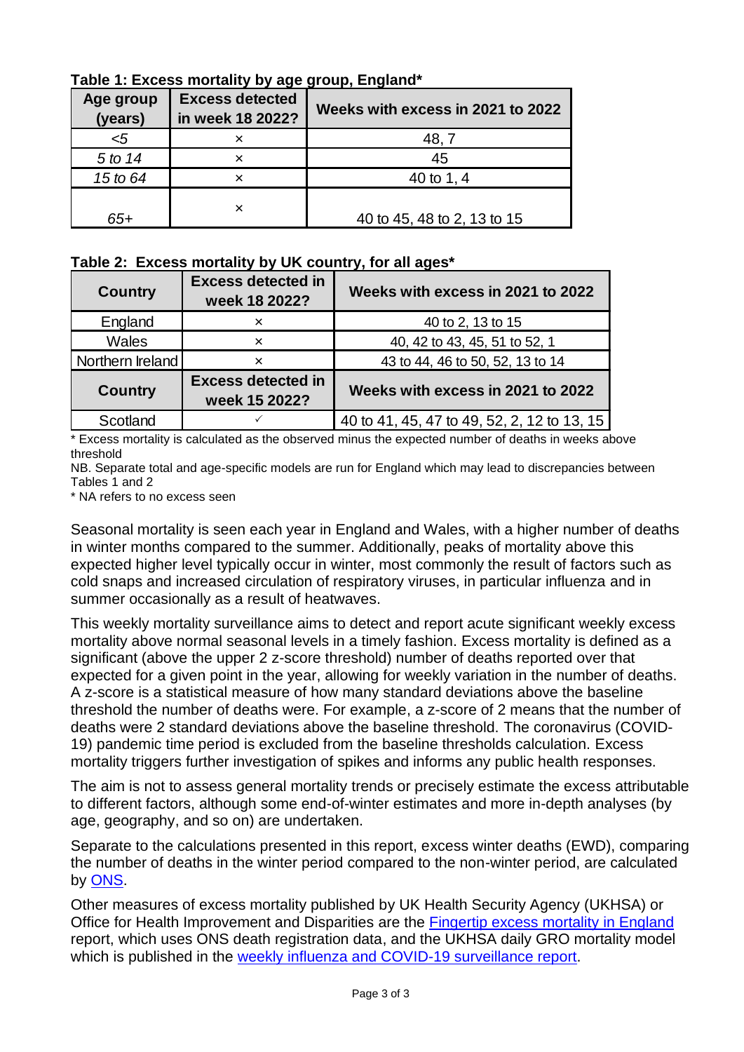**Table 1: Excess mortality by age group, England***

| Age group (years) | Excess detected in week 18 2022? | Weeks with excess in 2021 to 2022 |
|---|---|---|
| *<5* | × | 48, 7 |
| *5 to 14* | × | 45 |
| *15 to 64* | × | 40 to 1, 4 |
| *65+* | × | 40 to 45, 48 to 2, 13 to 15 |

**Table 2: Excess mortality by UK country, for all ages***

| Country | Excess detected in week 18 2022? | Weeks with excess in 2021 to 2022 |
|---|---|---|
| England | × | 40 to 2, 13 to 15 |
| Wales | × | 40, 42 to 43, 45, 51 to 52, 1 |
| Northern Ireland | × | 43 to 44, 46 to 50, 52, 13 to 14 |
| **Country** | **Excess detected in week 15 2022?** | **Weeks with excess in 2021 to 2022** |
| Scotland | ✓ | 40 to 41, 45, 47 to 49, 52, 2, 12 to 13, 15 |

* Excess mortality is calculated as the observed minus the expected number of deaths in weeks above threshold

NB. Separate total and age-specific models are run for England which may lead to discrepancies between Tables 1 and 2

* NA refers to no excess seen

Seasonal mortality is seen each year in England and Wales, with a higher number of deaths in winter months compared to the summer. Additionally, peaks of mortality above this expected higher level typically occur in winter, most commonly the result of factors such as cold snaps and increased circulation of respiratory viruses, in particular influenza and in summer occasionally as a result of heatwaves.

This weekly mortality surveillance aims to detect and report acute significant weekly excess mortality above normal seasonal levels in a timely fashion. Excess mortality is defined as a significant (above the upper 2 z-score threshold) number of deaths reported over that expected for a given point in the year, allowing for weekly variation in the number of deaths. A z-score is a statistical measure of how many standard deviations above the baseline threshold the number of deaths were. For example, a z-score of 2 means that the number of deaths were 2 standard deviations above the baseline threshold. The coronavirus (COVID-19) pandemic time period is excluded from the baseline thresholds calculation. Excess mortality triggers further investigation of spikes and informs any public health responses.

The aim is not to assess general mortality trends or precisely estimate the excess attributable to different factors, although some end-of-winter estimates and more in-depth analyses (by age, geography, and so on) are undertaken.

Separate to the calculations presented in this report, excess winter deaths (EWD), comparing the number of deaths in the winter period compared to the non-winter period, are calculated by ONS.

Other measures of excess mortality published by UK Health Security Agency (UKHSA) or Office for Health Improvement and Disparities are the Fingertip excess mortality in England report, which uses ONS death registration data, and the UKHSA daily GRO mortality model which is published in the weekly influenza and COVID-19 surveillance report.